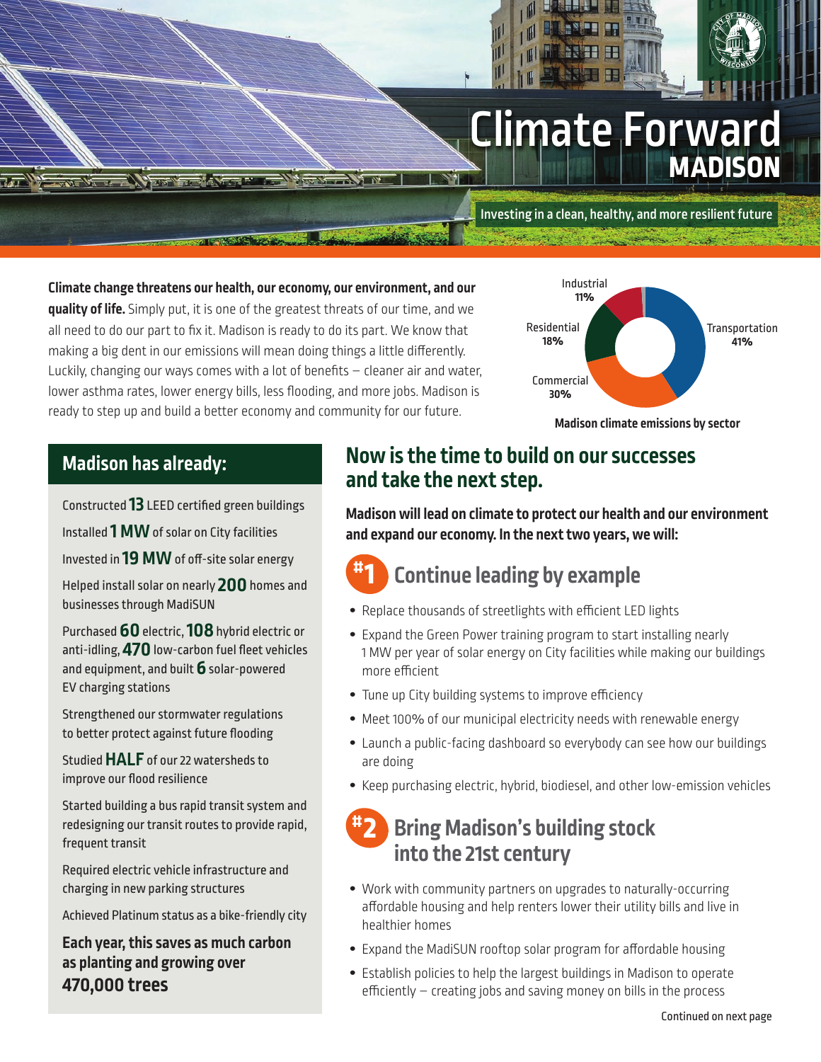# Climate Forward MADISON

Investing in a clean, healthy, and more resilient future

**Climate change threatens our health, our economy, our environment, and our quality of life.** Simply put, it is one of the greatest threats of our time, and we all need to do our part to fix it. Madison is ready to do its part. We know that making a big dent in our emissions will mean doing things a little differently. Luckily, changing our ways comes with a lot of benefits – cleaner air and water, lower asthma rates, lower energy bills, less flooding, and more jobs. Madison is ready to step up and build a better economy and community for our future.

| Sector | Share |
|---|---|
| Transportation | 41% |
| Commercial | 30% |
| Residential | 18% |
| Industrial | 11% |

**Madison climate emissions by sector**

## Madison has already:

Constructed **13** LEED certified green buildings

Installed **1 MW** of solar on City facilities

Invested in **19 MW** of off-site solar energy

Helped install solar on nearly **200** homes and businesses through MadiSUN

Purchased **60** electric, **108** hybrid electric or anti-idling, **470** low-carbon fuel fleet vehicles and equipment, and built **6** solar-powered EV charging stations

Strengthened our stormwater regulations to better protect against future flooding

Studied **HALF** of our 22 watersheds to improve our flood resilience

Started building a bus rapid transit system and redesigning our transit routes to provide rapid, frequent transit

Required electric vehicle infrastructure and charging in new parking structures

Achieved Platinum status as a bike-friendly city

**Each year, this saves as much carbon as planting and growing over 470,000 trees**

## Now is the time to build on our successes and take the next step.

**Madison will lead on climate to protect our health and our environment and expand our economy. In the next two years, we will:**

### #1 Continue leading by example

- Replace thousands of streetlights with efficient LED lights
- Expand the Green Power training program to start installing nearly 1 MW per year of solar energy on City facilities while making our buildings more efficient
- Tune up City building systems to improve efficiency
- Meet 100% of our municipal electricity needs with renewable energy
- Launch a public-facing dashboard so everybody can see how our buildings are doing
- Keep purchasing electric, hybrid, biodiesel, and other low-emission vehicles

### #2 Bring Madison's building stock into the 21st century

- Work with community partners on upgrades to naturally-occurring affordable housing and help renters lower their utility bills and live in healthier homes
- Expand the MadiSUN rooftop solar program for affordable housing
- Establish policies to help the largest buildings in Madison to operate efficiently – creating jobs and saving money on bills in the process

Continued on next page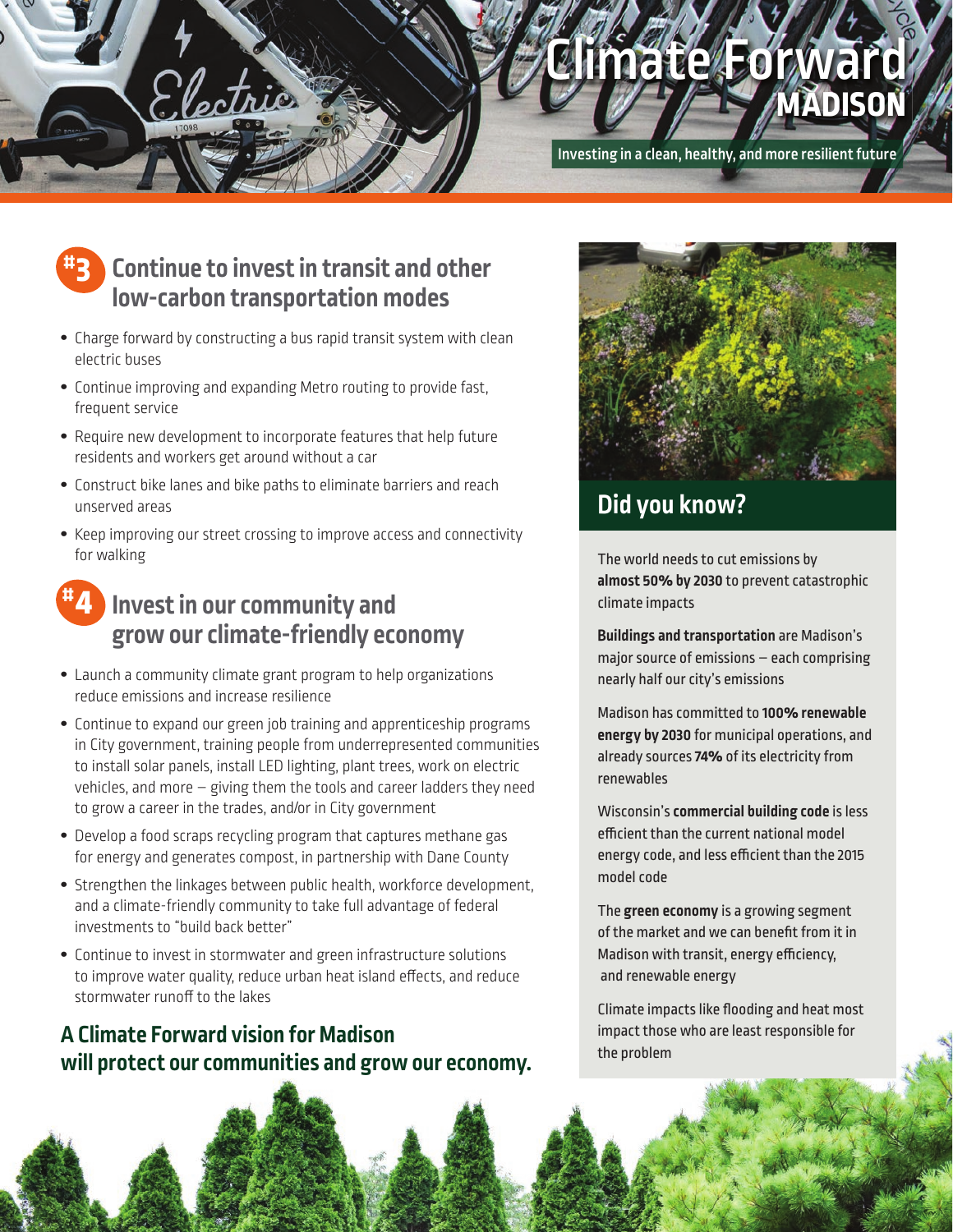# Climate Forward MADISON

Investing in a clean, healthy, and more resilient future

## #3 Continue to invest in transit and other low-carbon transportation modes

- Charge forward by constructing a bus rapid transit system with clean electric buses
- Continue improving and expanding Metro routing to provide fast, frequent service
- Require new development to incorporate features that help future residents and workers get around without a car
- Construct bike lanes and bike paths to eliminate barriers and reach unserved areas
- Keep improving our street crossing to improve access and connectivity for walking

## #4 Invest in our community and grow our climate-friendly economy

- Launch a community climate grant program to help organizations reduce emissions and increase resilience
- Continue to expand our green job training and apprenticeship programs in City government, training people from underrepresented communities to install solar panels, install LED lighting, plant trees, work on electric vehicles, and more – giving them the tools and career ladders they need to grow a career in the trades, and/or in City government
- Develop a food scraps recycling program that captures methane gas for energy and generates compost, in partnership with Dane County
- Strengthen the linkages between public health, workforce development, and a climate-friendly community to take full advantage of federal investments to "build back better"
- Continue to invest in stormwater and green infrastructure solutions to improve water quality, reduce urban heat island effects, and reduce stormwater runoff to the lakes

**A Climate Forward vision for Madison will protect our communities and grow our economy.**

## Did you know?

The world needs to cut emissions by **almost 50% by 2030** to prevent catastrophic climate impacts

**Buildings and transportation** are Madison's major source of emissions – each comprising nearly half our city's emissions

Madison has committed to **100% renewable energy by 2030** for municipal operations, and already sources **74%** of its electricity from renewables

Wisconsin's **commercial building code** is less efficient than the current national model energy code, and less efficient than the 2015 model code

The **green economy** is a growing segment of the market and we can benefit from it in Madison with transit, energy efficiency, and renewable energy

Climate impacts like flooding and heat most impact those who are least responsible for the problem